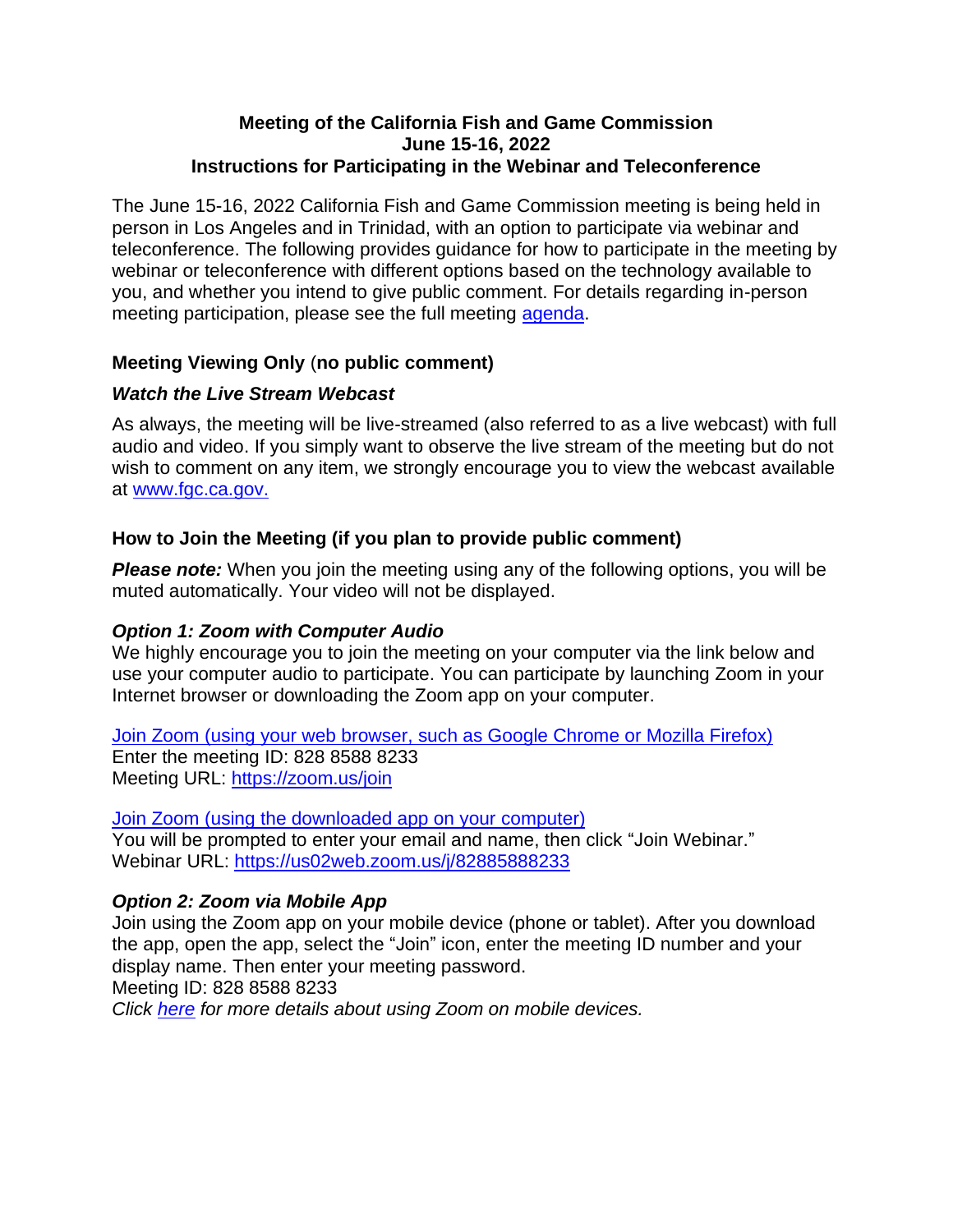# Meeting of the California Fish and Game Commission
# June 15-16, 2022
# Instructions for Participating in the Webinar and Teleconference

The June 15-16, 2022 California Fish and Game Commission meeting is being held in person in Los Angeles and in Trinidad, with an option to participate via webinar and teleconference. The following provides guidance for how to participate in the meeting by webinar or teleconference with different options based on the technology available to you, and whether you intend to give public comment. For details regarding in-person meeting participation, please see the full meeting [agenda](agenda).

## Meeting Viewing Only (no public comment)

### *Watch the Live Stream Webcast*

As always, the meeting will be live-streamed (also referred to as a live webcast) with full audio and video. If you simply want to observe the live stream of the meeting but do not wish to comment on any item, we strongly encourage you to view the webcast available at [www.fgc.ca.gov.](www.fgc.ca.gov)

## How to Join the Meeting (if you plan to provide public comment)

***Please note:*** When you join the meeting using any of the following options, you will be muted automatically. Your video will not be displayed.

### *Option 1: Zoom with Computer Audio*

We highly encourage you to join the meeting on your computer via the link below and use your computer audio to participate. You can participate by launching Zoom in your Internet browser or downloading the Zoom app on your computer.

[Join Zoom (using your web browser, such as Google Chrome or Mozilla Firefox)](https://zoom.us/join)
Enter the meeting ID: 828 8588 8233
Meeting URL: [https://zoom.us/join](https://zoom.us/join)

[Join Zoom (using the downloaded app on your computer)](https://us02web.zoom.us/j/82885888233)
You will be prompted to enter your email and name, then click "Join Webinar."
Webinar URL: [https://us02web.zoom.us/j/82885888233](https://us02web.zoom.us/j/82885888233)

### *Option 2: Zoom via Mobile App*

Join using the Zoom app on your mobile device (phone or tablet). After you download the app, open the app, select the "Join" icon, enter the meeting ID number and your display name. Then enter your meeting password.
Meeting ID: 828 8588 8233
*Click [here](here) for more details about using Zoom on mobile devices.*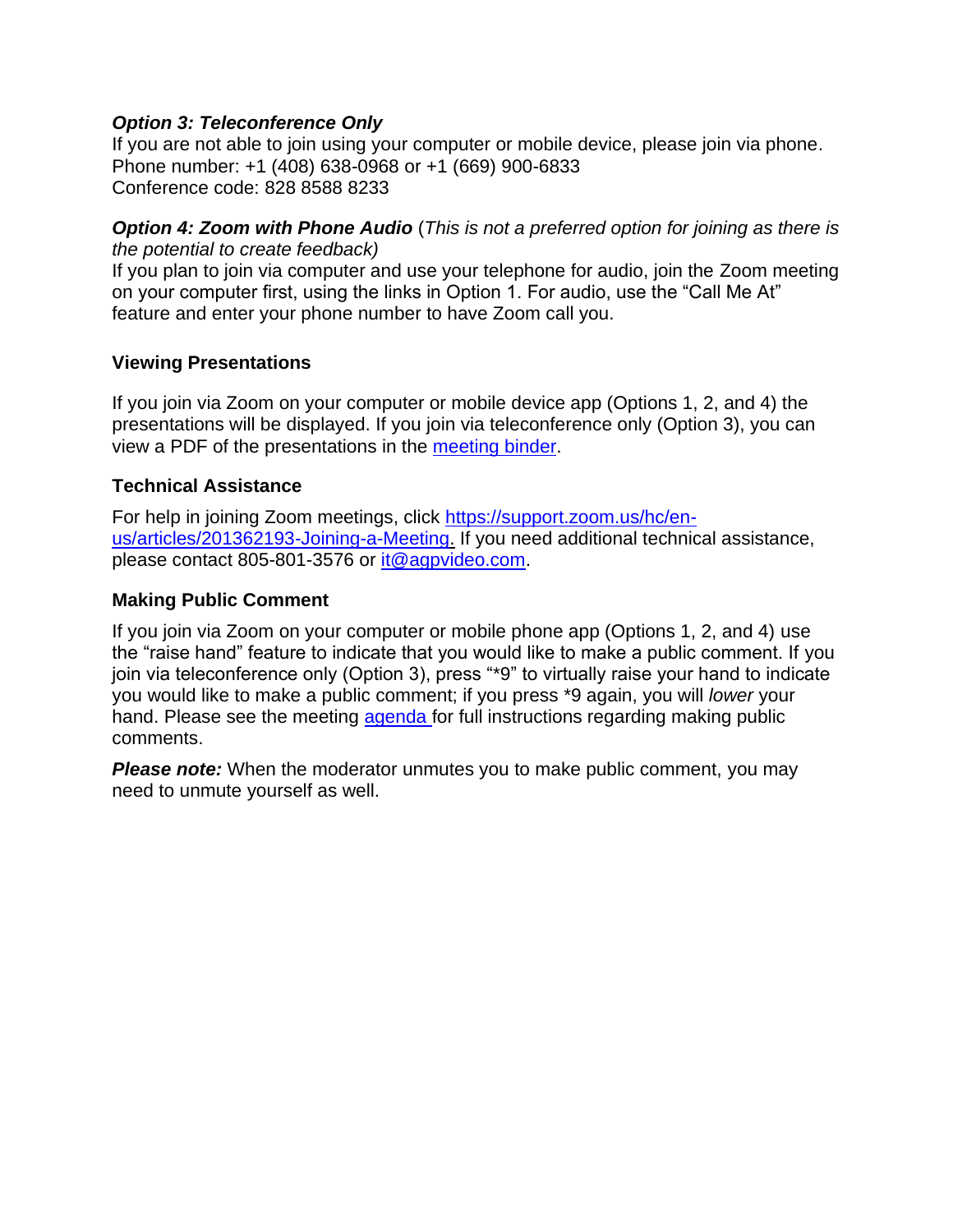***Option 3: Teleconference Only***
If you are not able to join using your computer or mobile device, please join via phone.
Phone number: +1 (408) 638-0968 or +1 (669) 900-6833
Conference code: 828 8588 8233

***Option 4: Zoom with Phone Audio*** (*This is not a preferred option for joining as there is the potential to create feedback)*
If you plan to join via computer and use your telephone for audio, join the Zoom meeting on your computer first, using the links in Option 1. For audio, use the "Call Me At" feature and enter your phone number to have Zoom call you.

## Viewing Presentations

If you join via Zoom on your computer or mobile device app (Options 1, 2, and 4) the presentations will be displayed. If you join via teleconference only (Option 3), you can view a PDF of the presentations in the meeting binder.

## Technical Assistance

For help in joining Zoom meetings, click https://support.zoom.us/hc/en-us/articles/201362193-Joining-a-Meeting. If you need additional technical assistance, please contact 805-801-3576 or it@agpvideo.com.

## Making Public Comment

If you join via Zoom on your computer or mobile phone app (Options 1, 2, and 4) use the "raise hand" feature to indicate that you would like to make a public comment. If you join via teleconference only (Option 3), press "*9" to virtually raise your hand to indicate you would like to make a public comment; if you press *9 again, you will *lower* your hand. Please see the meeting agenda for full instructions regarding making public comments.

***Please note:*** When the moderator unmutes you to make public comment, you may need to unmute yourself as well.